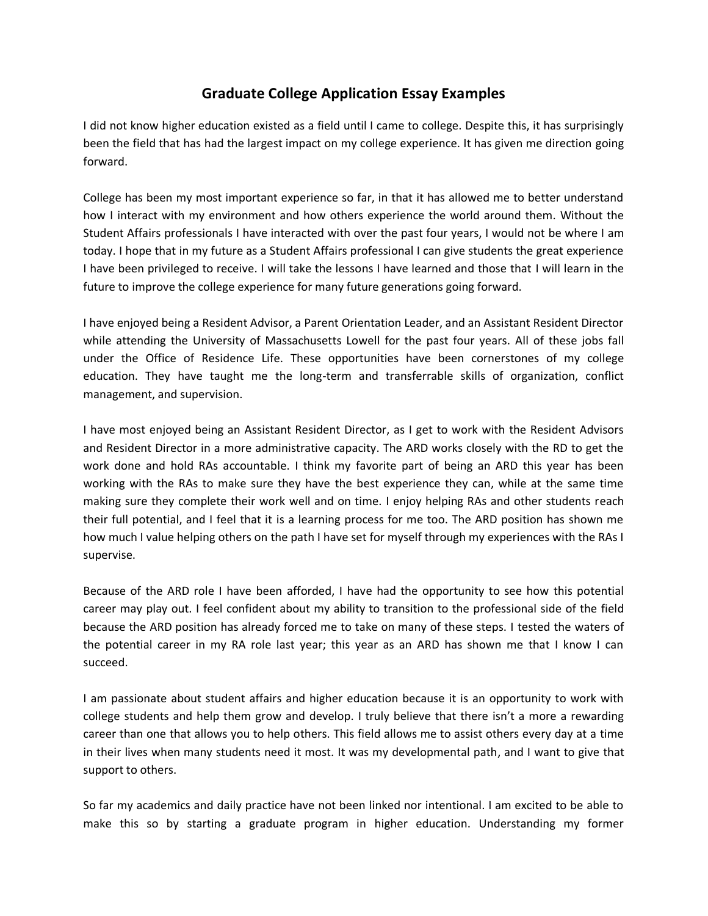# Graduate College Application Essay Examples

I did not know higher education existed as a field until I came to college. Despite this, it has surprisingly been the field that has had the largest impact on my college experience. It has given me direction going forward.

College has been my most important experience so far, in that it has allowed me to better understand how I interact with my environment and how others experience the world around them. Without the Student Affairs professionals I have interacted with over the past four years, I would not be where I am today. I hope that in my future as a Student Affairs professional I can give students the great experience I have been privileged to receive. I will take the lessons I have learned and those that I will learn in the future to improve the college experience for many future generations going forward.

I have enjoyed being a Resident Advisor, a Parent Orientation Leader, and an Assistant Resident Director while attending the University of Massachusetts Lowell for the past four years. All of these jobs fall under the Office of Residence Life. These opportunities have been cornerstones of my college education. They have taught me the long-term and transferrable skills of organization, conflict management, and supervision.

I have most enjoyed being an Assistant Resident Director, as I get to work with the Resident Advisors and Resident Director in a more administrative capacity. The ARD works closely with the RD to get the work done and hold RAs accountable. I think my favorite part of being an ARD this year has been working with the RAs to make sure they have the best experience they can, while at the same time making sure they complete their work well and on time. I enjoy helping RAs and other students reach their full potential, and I feel that it is a learning process for me too. The ARD position has shown me how much I value helping others on the path I have set for myself through my experiences with the RAs I supervise.

Because of the ARD role I have been afforded, I have had the opportunity to see how this potential career may play out. I feel confident about my ability to transition to the professional side of the field because the ARD position has already forced me to take on many of these steps. I tested the waters of the potential career in my RA role last year; this year as an ARD has shown me that I know I can succeed.

I am passionate about student affairs and higher education because it is an opportunity to work with college students and help them grow and develop. I truly believe that there isn't a more a rewarding career than one that allows you to help others. This field allows me to assist others every day at a time in their lives when many students need it most. It was my developmental path, and I want to give that support to others.

So far my academics and daily practice have not been linked nor intentional. I am excited to be able to make this so by starting a graduate program in higher education. Understanding my former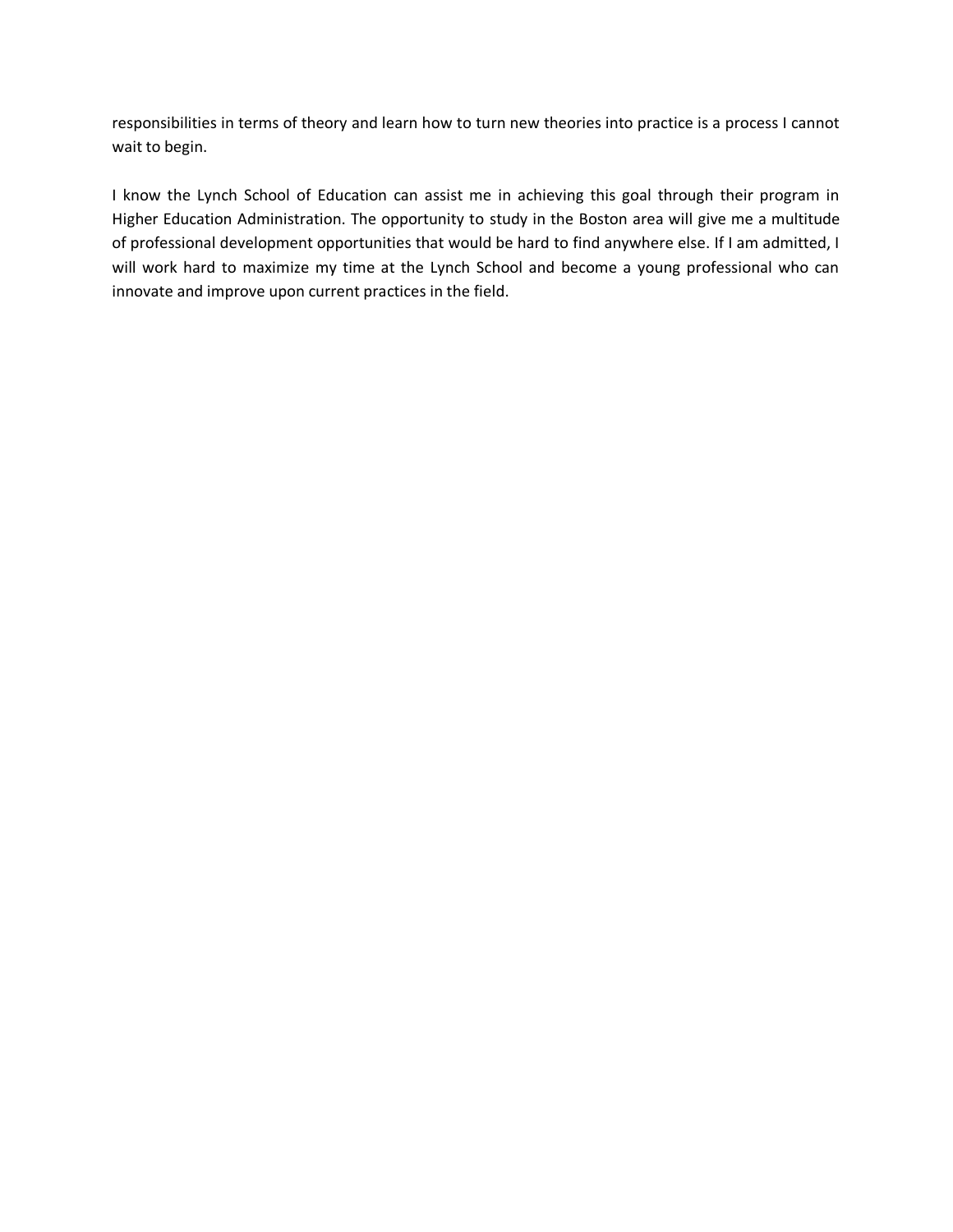responsibilities in terms of theory and learn how to turn new theories into practice is a process I cannot wait to begin.

I know the Lynch School of Education can assist me in achieving this goal through their program in Higher Education Administration. The opportunity to study in the Boston area will give me a multitude of professional development opportunities that would be hard to find anywhere else. If I am admitted, I will work hard to maximize my time at the Lynch School and become a young professional who can innovate and improve upon current practices in the field.